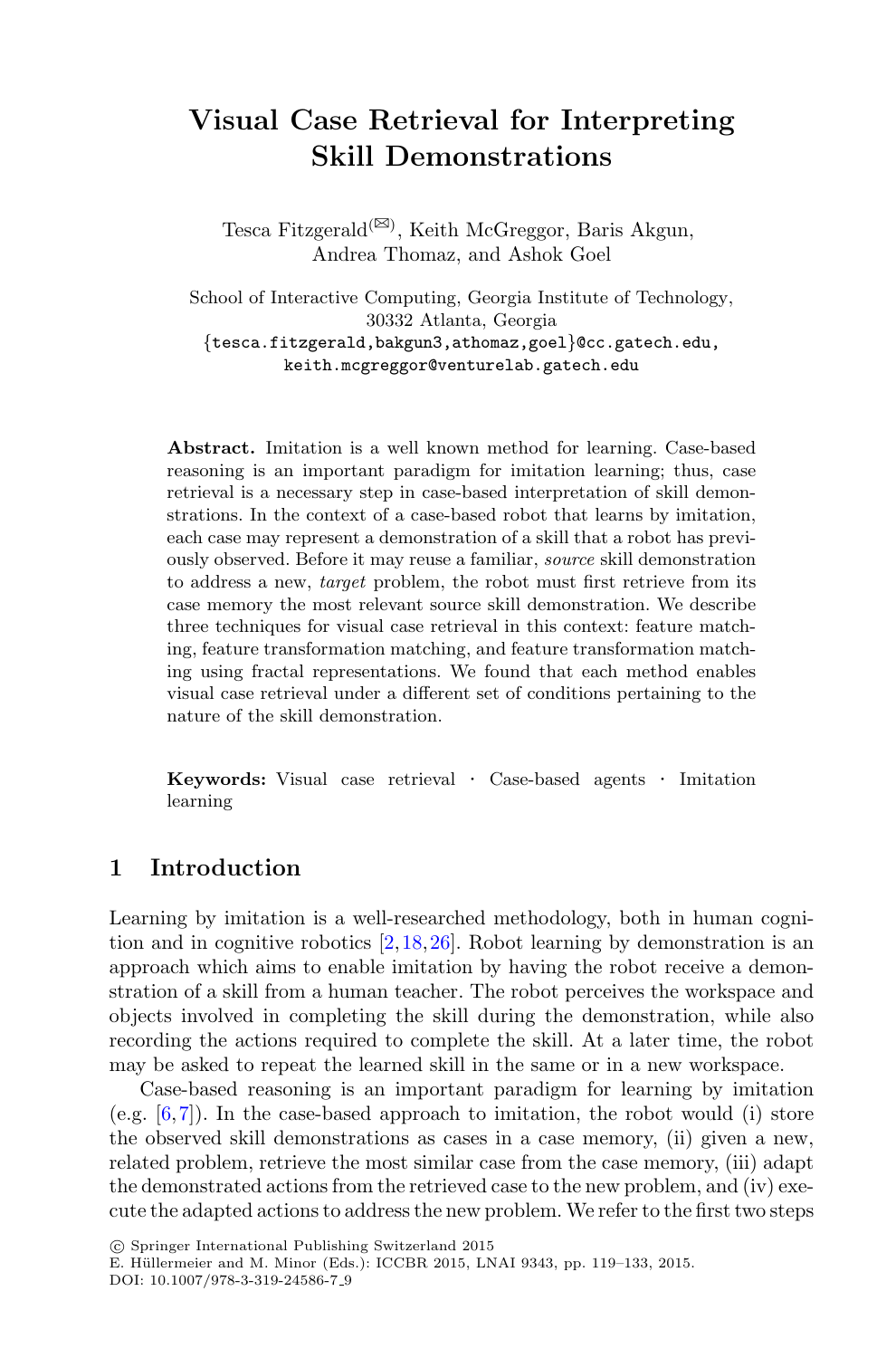# Visual Case Retrieval for Interpreting Skill Demonstrations

Tesca Fitzgerald(✉), Keith McGreggor, Baris Akgun, Andrea Thomaz, and Ashok Goel

School of Interactive Computing, Georgia Institute of Technology, 30332 Atlanta, Georgia
{tesca.fitzgerald,bakgun3,athomaz,goel}@cc.gatech.edu, keith.mcgreggor@venturelab.gatech.edu

**Abstract.** Imitation is a well known method for learning. Case-based reasoning is an important paradigm for imitation learning; thus, case retrieval is a necessary step in case-based interpretation of skill demonstrations. In the context of a case-based robot that learns by imitation, each case may represent a demonstration of a skill that a robot has previously observed. Before it may reuse a familiar, *source* skill demonstration to address a new, *target* problem, the robot must first retrieve from its case memory the most relevant source skill demonstration. We describe three techniques for visual case retrieval in this context: feature matching, feature transformation matching, and feature transformation matching using fractal representations. We found that each method enables visual case retrieval under a different set of conditions pertaining to the nature of the skill demonstration.

**Keywords:** Visual case retrieval · Case-based agents · Imitation learning

## 1 Introduction

Learning by imitation is a well-researched methodology, both in human cognition and in cognitive robotics [2,18,26]. Robot learning by demonstration is an approach which aims to enable imitation by having the robot receive a demonstration of a skill from a human teacher. The robot perceives the workspace and objects involved in completing the skill during the demonstration, while also recording the actions required to complete the skill. At a later time, the robot may be asked to repeat the learned skill in the same or in a new workspace.

Case-based reasoning is an important paradigm for learning by imitation (e.g. [6,7]). In the case-based approach to imitation, the robot would (i) store the observed skill demonstrations as cases in a case memory, (ii) given a new, related problem, retrieve the most similar case from the case memory, (iii) adapt the demonstrated actions from the retrieved case to the new problem, and (iv) execute the adapted actions to address the new problem. We refer to the first two steps

© Springer International Publishing Switzerland 2015
E. Hüllermeier and M. Minor (Eds.): ICCBR 2015, LNAI 9343, pp. 119–133, 2015.
DOI: 10.1007/978-3-319-24586-7_9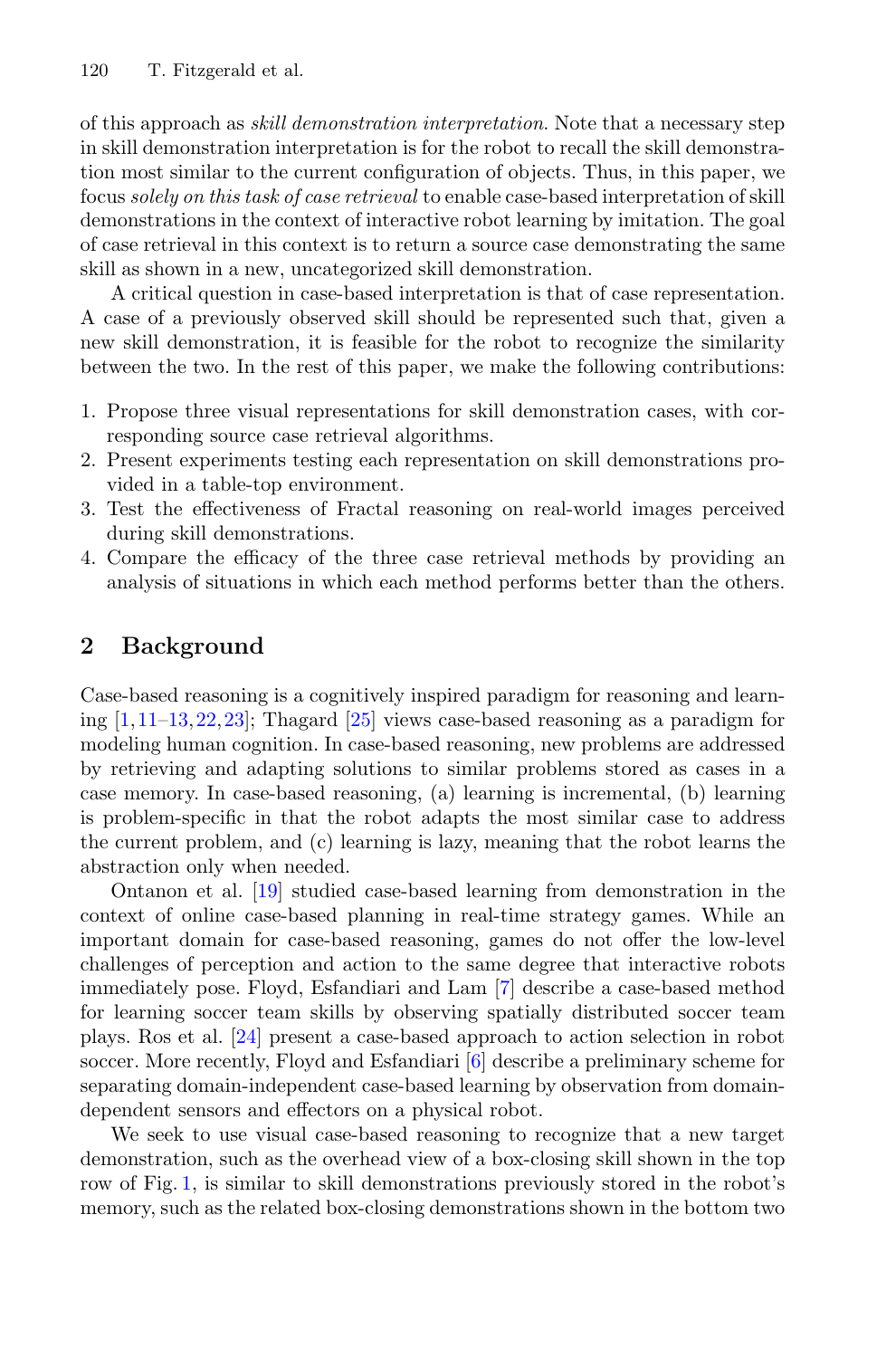of this approach as *skill demonstration interpretation*. Note that a necessary step in skill demonstration interpretation is for the robot to recall the skill demonstration most similar to the current configuration of objects. Thus, in this paper, we focus *solely on this task of case retrieval* to enable case-based interpretation of skill demonstrations in the context of interactive robot learning by imitation. The goal of case retrieval in this context is to return a source case demonstrating the same skill as shown in a new, uncategorized skill demonstration.

A critical question in case-based interpretation is that of case representation. A case of a previously observed skill should be represented such that, given a new skill demonstration, it is feasible for the robot to recognize the similarity between the two. In the rest of this paper, we make the following contributions:

1. Propose three visual representations for skill demonstration cases, with corresponding source case retrieval algorithms.
2. Present experiments testing each representation on skill demonstrations provided in a table-top environment.
3. Test the effectiveness of Fractal reasoning on real-world images perceived during skill demonstrations.
4. Compare the efficacy of the three case retrieval methods by providing an analysis of situations in which each method performs better than the others.

## 2 Background

Case-based reasoning is a cognitively inspired paradigm for reasoning and learning [1,11–13,22,23]; Thagard [25] views case-based reasoning as a paradigm for modeling human cognition. In case-based reasoning, new problems are addressed by retrieving and adapting solutions to similar problems stored as cases in a case memory. In case-based reasoning, (a) learning is incremental, (b) learning is problem-specific in that the robot adapts the most similar case to address the current problem, and (c) learning is lazy, meaning that the robot learns the abstraction only when needed.

Ontanon et al. [19] studied case-based learning from demonstration in the context of online case-based planning in real-time strategy games. While an important domain for case-based reasoning, games do not offer the low-level challenges of perception and action to the same degree that interactive robots immediately pose. Floyd, Esfandiari and Lam [7] describe a case-based method for learning soccer team skills by observing spatially distributed soccer team plays. Ros et al. [24] present a case-based approach to action selection in robot soccer. More recently, Floyd and Esfandiari [6] describe a preliminary scheme for separating domain-independent case-based learning by observation from domain-dependent sensors and effectors on a physical robot.

We seek to use visual case-based reasoning to recognize that a new target demonstration, such as the overhead view of a box-closing skill shown in the top row of Fig. 1, is similar to skill demonstrations previously stored in the robot's memory, such as the related box-closing demonstrations shown in the bottom two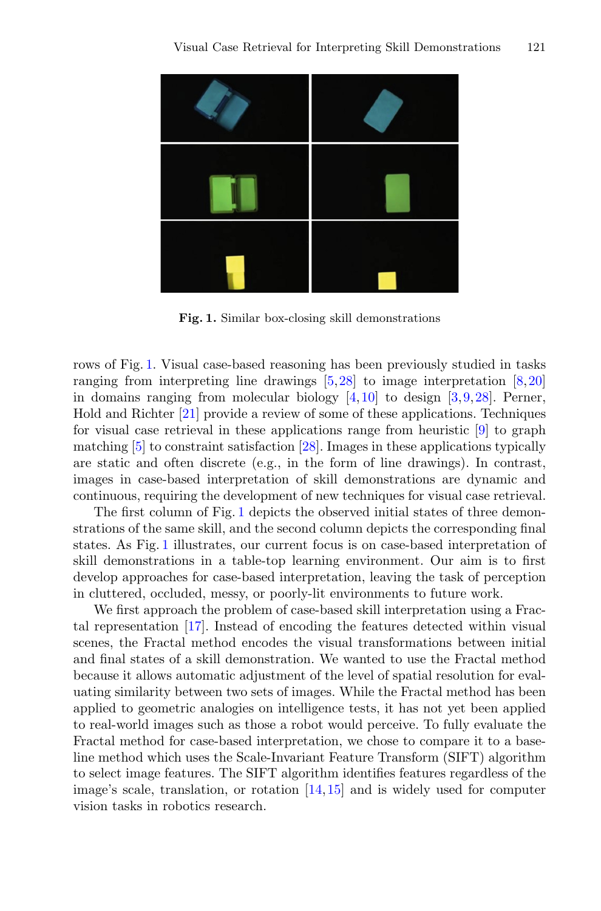Fig. 1. Similar box-closing skill demonstrations

rows of Fig. 1. Visual case-based reasoning has been previously studied in tasks ranging from interpreting line drawings [5,28] to image interpretation [8,20] in domains ranging from molecular biology [4,10] to design [3,9,28]. Perner, Hold and Richter [21] provide a review of some of these applications. Techniques for visual case retrieval in these applications range from heuristic [9] to graph matching [5] to constraint satisfaction [28]. Images in these applications typically are static and often discrete (e.g., in the form of line drawings). In contrast, images in case-based interpretation of skill demonstrations are dynamic and continuous, requiring the development of new techniques for visual case retrieval.

The first column of Fig. 1 depicts the observed initial states of three demonstrations of the same skill, and the second column depicts the corresponding final states. As Fig. 1 illustrates, our current focus is on case-based interpretation of skill demonstrations in a table-top learning environment. Our aim is to first develop approaches for case-based interpretation, leaving the task of perception in cluttered, occluded, messy, or poorly-lit environments to future work.

We first approach the problem of case-based skill interpretation using a Fractal representation [17]. Instead of encoding the features detected within visual scenes, the Fractal method encodes the visual transformations between initial and final states of a skill demonstration. We wanted to use the Fractal method because it allows automatic adjustment of the level of spatial resolution for evaluating similarity between two sets of images. While the Fractal method has been applied to geometric analogies on intelligence tests, it has not yet been applied to real-world images such as those a robot would perceive. To fully evaluate the Fractal method for case-based interpretation, we chose to compare it to a baseline method which uses the Scale-Invariant Feature Transform (SIFT) algorithm to select image features. The SIFT algorithm identifies features regardless of the image's scale, translation, or rotation [14,15] and is widely used for computer vision tasks in robotics research.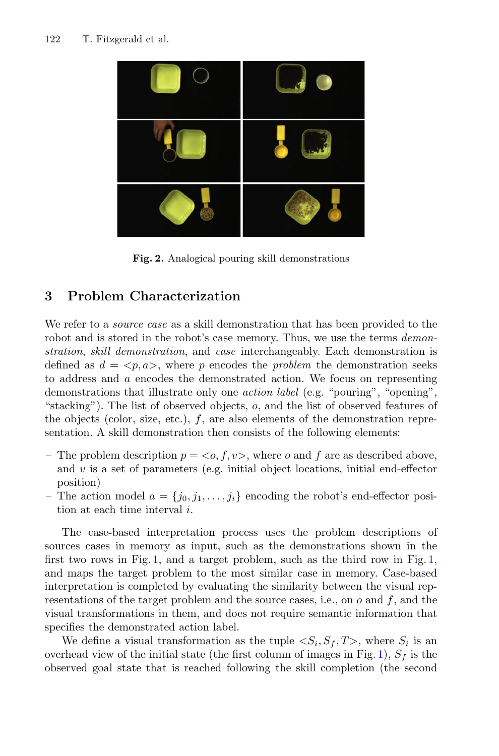Fig. 2. Analogical pouring skill demonstrations

## 3 Problem Characterization

We refer to a *source case* as a skill demonstration that has been provided to the robot and is stored in the robot's case memory. Thus, we use the terms *demonstration*, *skill demonstration*, and *case* interchangeably. Each demonstration is defined as $d = <p, a>$, where $p$ encodes the *problem* the demonstration seeks to address and $a$ encodes the demonstrated action. We focus on representing demonstrations that illustrate only one *action label* (e.g. "pouring", "opening", "stacking"). The list of observed objects, $o$, and the list of observed features of the objects (color, size, etc.), $f$, are also elements of the demonstration representation. A skill demonstration then consists of the following elements:

- The problem description $p = <o, f, v>$, where $o$ and $f$ are as described above, and $v$ is a set of parameters (e.g. initial object locations, initial end-effector position)
- The action model $a = \{j_0, j_1, \ldots, j_i\}$ encoding the robot's end-effector position at each time interval $i$.

The case-based interpretation process uses the problem descriptions of sources cases in memory as input, such as the demonstrations shown in the first two rows in Fig. 1, and a target problem, such as the third row in Fig. 1, and maps the target problem to the most similar case in memory. Case-based interpretation is completed by evaluating the similarity between the visual representations of the target problem and the source cases, i.e., on $o$ and $f$, and the visual transformations in them, and does not require semantic information that specifies the demonstrated action label.

We define a visual transformation as the tuple $<S_i, S_f, T>$, where $S_i$ is an overhead view of the initial state (the first column of images in Fig. 1), $S_f$ is the observed goal state that is reached following the skill completion (the second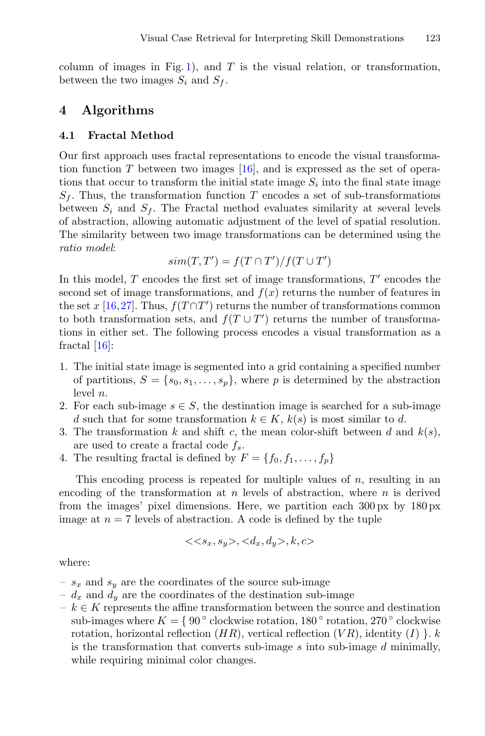column of images in Fig. 1), and $T$ is the visual relation, or transformation, between the two images $S_i$ and $S_f$.

## 4 Algorithms

### 4.1 Fractal Method

Our first approach uses fractal representations to encode the visual transformation function $T$ between two images [16], and is expressed as the set of operations that occur to transform the initial state image $S_i$ into the final state image $S_f$. Thus, the transformation function $T$ encodes a set of sub-transformations between $S_i$ and $S_f$. The Fractal method evaluates similarity at several levels of abstraction, allowing automatic adjustment of the level of spatial resolution. The similarity between two image transformations can be determined using the *ratio model*:

$$sim(T, T') = f(T \cap T')/f(T \cup T')$$

In this model, $T$ encodes the first set of image transformations, $T'$ encodes the second set of image transformations, and $f(x)$ returns the number of features in the set $x$ [16,27]. Thus, $f(T \cap T')$ returns the number of transformations common to both transformation sets, and $f(T \cup T')$ returns the number of transformations in either set. The following process encodes a visual transformation as a fractal [16]:

1. The initial state image is segmented into a grid containing a specified number of partitions, $S = \{s_0, s_1, \ldots, s_p\}$, where $p$ is determined by the abstraction level $n$.
2. For each sub-image $s \in S$, the destination image is searched for a sub-image $d$ such that for some transformation $k \in K$, $k(s)$ is most similar to $d$.
3. The transformation $k$ and shift $c$, the mean color-shift between $d$ and $k(s)$, are used to create a fractal code $f_s$.
4. The resulting fractal is defined by $F = \{f_0, f_1, \ldots, f_p\}$

This encoding process is repeated for multiple values of $n$, resulting in an encoding of the transformation at $n$ levels of abstraction, where $n$ is derived from the images' pixel dimensions. Here, we partition each 300 px by 180 px image at $n = 7$ levels of abstraction. A code is defined by the tuple

$$<<s_x, s_y>, <d_x, d_y>, k, c>$$

where:

- $s_x$ and $s_y$ are the coordinates of the source sub-image
- $d_x$ and $d_y$ are the coordinates of the destination sub-image
- $k \in K$ represents the affine transformation between the source and destination sub-images where $K = \{$ 90° clockwise rotation, 180° rotation, 270° clockwise rotation, horizontal reflection ($HR$), vertical reflection ($VR$), identity ($I$) $\}$. $k$ is the transformation that converts sub-image $s$ into sub-image $d$ minimally, while requiring minimal color changes.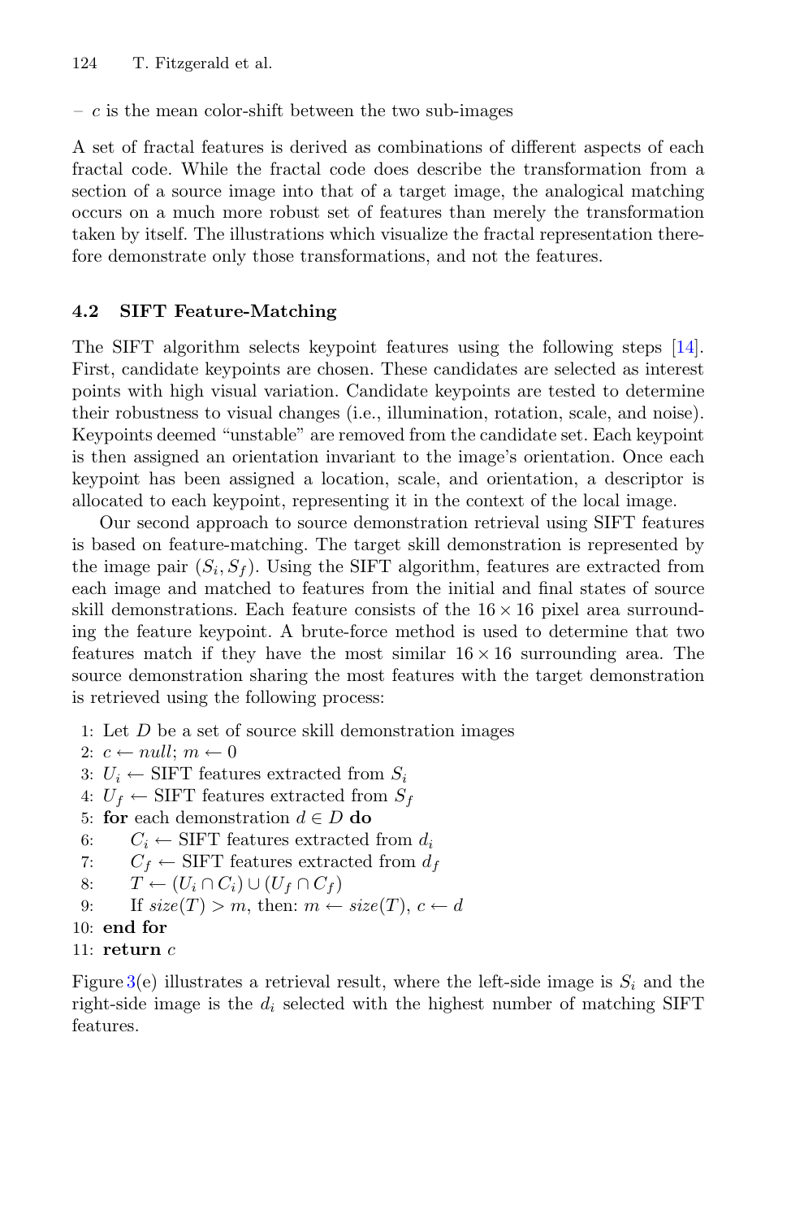– $c$ is the mean color-shift between the two sub-images

A set of fractal features is derived as combinations of different aspects of each fractal code. While the fractal code does describe the transformation from a section of a source image into that of a target image, the analogical matching occurs on a much more robust set of features than merely the transformation taken by itself. The illustrations which visualize the fractal representation therefore demonstrate only those transformations, and not the features.

### 4.2 SIFT Feature-Matching

The SIFT algorithm selects keypoint features using the following steps [14]. First, candidate keypoints are chosen. These candidates are selected as interest points with high visual variation. Candidate keypoints are tested to determine their robustness to visual changes (i.e., illumination, rotation, scale, and noise). Keypoints deemed "unstable" are removed from the candidate set. Each keypoint is then assigned an orientation invariant to the image's orientation. Once each keypoint has been assigned a location, scale, and orientation, a descriptor is allocated to each keypoint, representing it in the context of the local image.

Our second approach to source demonstration retrieval using SIFT features is based on feature-matching. The target skill demonstration is represented by the image pair $(S_i, S_f)$. Using the SIFT algorithm, features are extracted from each image and matched to features from the initial and final states of source skill demonstrations. Each feature consists of the $16 \times 16$ pixel area surrounding the feature keypoint. A brute-force method is used to determine that two features match if they have the most similar $16 \times 16$ surrounding area. The source demonstration sharing the most features with the target demonstration is retrieved using the following process:

1: Let $D$ be a set of source skill demonstration images
2: $c \leftarrow null$; $m \leftarrow 0$
3: $U_i \leftarrow$ SIFT features extracted from $S_i$
4: $U_f \leftarrow$ SIFT features extracted from $S_f$
5: **for** each demonstration $d \in D$ **do**
6: $\quad C_i \leftarrow$ SIFT features extracted from $d_i$
7: $\quad C_f \leftarrow$ SIFT features extracted from $d_f$
8: $\quad T \leftarrow (U_i \cap C_i) \cup (U_f \cap C_f)$
9: $\quad$ If $size(T) > m$, then: $m \leftarrow size(T)$, $c \leftarrow d$
10: **end for**
11: **return** $c$

Figure 3(e) illustrates a retrieval result, where the left-side image is $S_i$ and the right-side image is the $d_i$ selected with the highest number of matching SIFT features.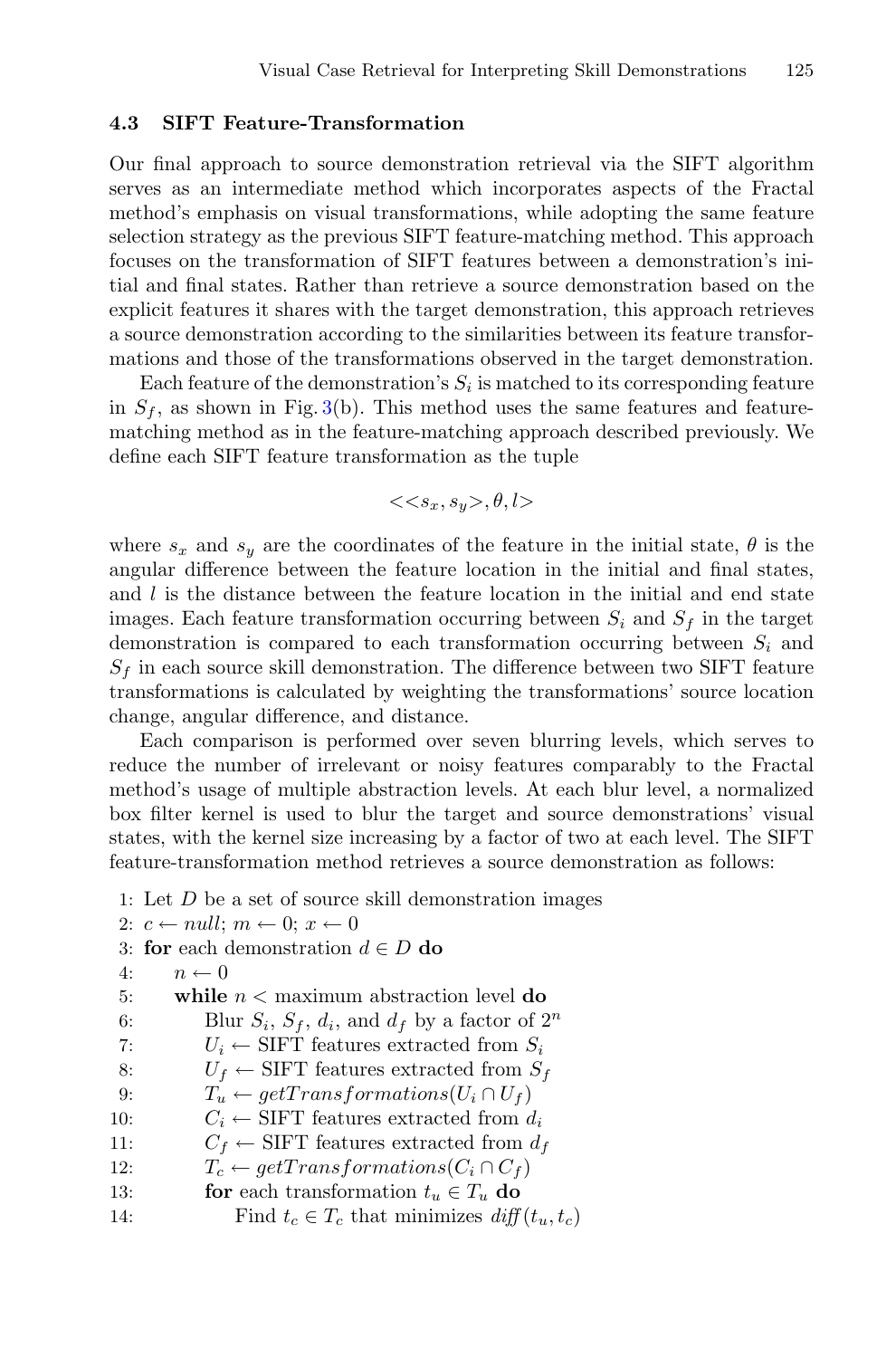### 4.3 SIFT Feature-Transformation

Our final approach to source demonstration retrieval via the SIFT algorithm serves as an intermediate method which incorporates aspects of the Fractal method's emphasis on visual transformations, while adopting the same feature selection strategy as the previous SIFT feature-matching method. This approach focuses on the transformation of SIFT features between a demonstration's initial and final states. Rather than retrieve a source demonstration based on the explicit features it shares with the target demonstration, this approach retrieves a source demonstration according to the similarities between its feature transformations and those of the transformations observed in the target demonstration.

Each feature of the demonstration's $S_i$ is matched to its corresponding feature in $S_f$, as shown in Fig. 3(b). This method uses the same features and feature-matching method as in the feature-matching approach described previously. We define each SIFT feature transformation as the tuple

$$<<s_x, s_y>, \theta, l>$$

where $s_x$ and $s_y$ are the coordinates of the feature in the initial state, $\theta$ is the angular difference between the feature location in the initial and final states, and $l$ is the distance between the feature location in the initial and end state images. Each feature transformation occurring between $S_i$ and $S_f$ in the target demonstration is compared to each transformation occurring between $S_i$ and $S_f$ in each source skill demonstration. The difference between two SIFT feature transformations is calculated by weighting the transformations' source location change, angular difference, and distance.

Each comparison is performed over seven blurring levels, which serves to reduce the number of irrelevant or noisy features comparably to the Fractal method's usage of multiple abstraction levels. At each blur level, a normalized box filter kernel is used to blur the target and source demonstrations' visual states, with the kernel size increasing by a factor of two at each level. The SIFT feature-transformation method retrieves a source demonstration as follows:

1: Let $D$ be a set of source skill demonstration images
2: $c \leftarrow null$; $m \leftarrow 0$; $x \leftarrow 0$
3: **for** each demonstration $d \in D$ **do**
4: $\quad n \leftarrow 0$
5: $\quad$ **while** $n <$ maximum abstraction level **do**
6: $\quad\quad$ Blur $S_i$, $S_f$, $d_i$, and $d_f$ by a factor of $2^n$
7: $\quad\quad$ $U_i \leftarrow$ SIFT features extracted from $S_i$
8: $\quad\quad$ $U_f \leftarrow$ SIFT features extracted from $S_f$
9: $\quad\quad$ $T_u \leftarrow getTransformations(U_i \cap U_f)$
10: $\quad\quad$ $C_i \leftarrow$ SIFT features extracted from $d_i$
11: $\quad\quad$ $C_f \leftarrow$ SIFT features extracted from $d_f$
12: $\quad\quad$ $T_c \leftarrow getTransformations(C_i \cap C_f)$
13: $\quad\quad$ **for** each transformation $t_u \in T_u$ **do**
14: $\quad\quad\quad$ Find $t_c \in T_c$ that minimizes $diff(t_u, t_c)$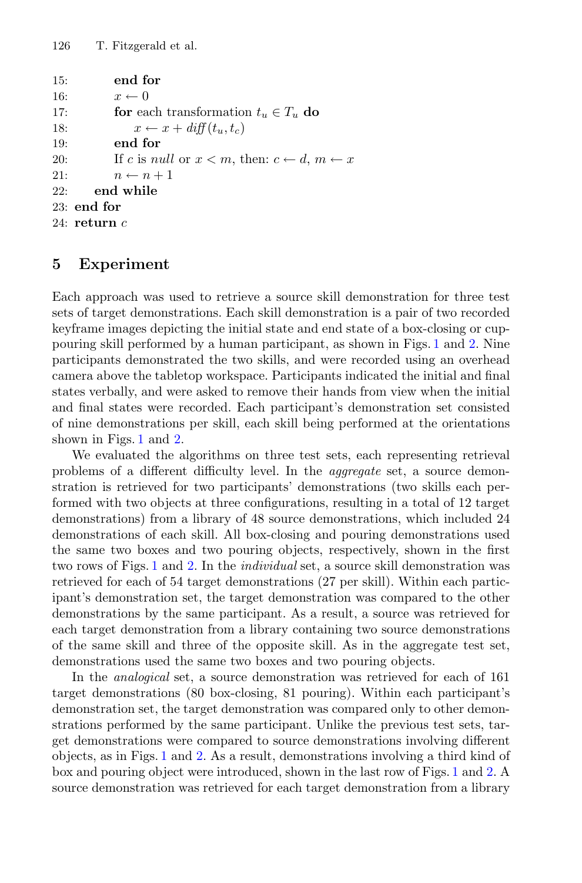```
15:         end for
16:         x ← 0
17:         for each transformation t_u ∈ T_u do
18:             x ← x + diff(t_u, t_c)
19:         end for
20:         If c is null or x < m, then: c ← d, m ← x
21:         n ← n + 1
22:     end while
23: end for
24: return c
```

## 5 Experiment

Each approach was used to retrieve a source skill demonstration for three test sets of target demonstrations. Each skill demonstration is a pair of two recorded keyframe images depicting the initial state and end state of a box-closing or cup-pouring skill performed by a human participant, as shown in Figs. 1 and 2. Nine participants demonstrated the two skills, and were recorded using an overhead camera above the tabletop workspace. Participants indicated the initial and final states verbally, and were asked to remove their hands from view when the initial and final states were recorded. Each participant's demonstration set consisted of nine demonstrations per skill, each skill being performed at the orientations shown in Figs. 1 and 2.

We evaluated the algorithms on three test sets, each representing retrieval problems of a different difficulty level. In the *aggregate* set, a source demonstration is retrieved for two participants' demonstrations (two skills each performed with two objects at three configurations, resulting in a total of 12 target demonstrations) from a library of 48 source demonstrations, which included 24 demonstrations of each skill. All box-closing and pouring demonstrations used the same two boxes and two pouring objects, respectively, shown in the first two rows of Figs. 1 and 2. In the *individual* set, a source skill demonstration was retrieved for each of 54 target demonstrations (27 per skill). Within each participant's demonstration set, the target demonstration was compared to the other demonstrations by the same participant. As a result, a source was retrieved for each target demonstration from a library containing two source demonstrations of the same skill and three of the opposite skill. As in the aggregate test set, demonstrations used the same two boxes and two pouring objects.

In the *analogical* set, a source demonstration was retrieved for each of 161 target demonstrations (80 box-closing, 81 pouring). Within each participant's demonstration set, the target demonstration was compared only to other demonstrations performed by the same participant. Unlike the previous test sets, target demonstrations were compared to source demonstrations involving different objects, as in Figs. 1 and 2. As a result, demonstrations involving a third kind of box and pouring object were introduced, shown in the last row of Figs. 1 and 2. A source demonstration was retrieved for each target demonstration from a library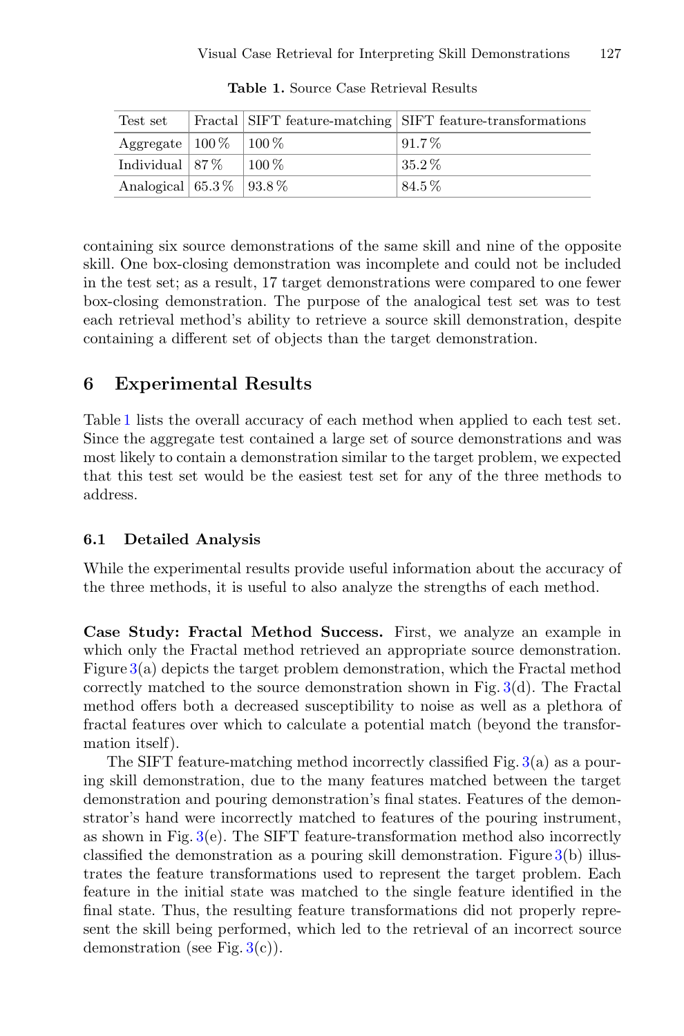**Table 1.** Source Case Retrieval Results

| Test set | Fractal | SIFT feature-matching | SIFT feature-transformations |
|---|---|---|---|
| Aggregate | 100 % | 100 % | 91.7 % |
| Individual | 87 % | 100 % | 35.2 % |
| Analogical | 65.3 % | 93.8 % | 84.5 % |

containing six source demonstrations of the same skill and nine of the opposite skill. One box-closing demonstration was incomplete and could not be included in the test set; as a result, 17 target demonstrations were compared to one fewer box-closing demonstration. The purpose of the analogical test set was to test each retrieval method's ability to retrieve a source skill demonstration, despite containing a different set of objects than the target demonstration.

## 6 Experimental Results

Table 1 lists the overall accuracy of each method when applied to each test set. Since the aggregate test contained a large set of source demonstrations and was most likely to contain a demonstration similar to the target problem, we expected that this test set would be the easiest test set for any of the three methods to address.

### 6.1 Detailed Analysis

While the experimental results provide useful information about the accuracy of the three methods, it is useful to also analyze the strengths of each method.

**Case Study: Fractal Method Success.** First, we analyze an example in which only the Fractal method retrieved an appropriate source demonstration. Figure 3(a) depicts the target problem demonstration, which the Fractal method correctly matched to the source demonstration shown in Fig. 3(d). The Fractal method offers both a decreased susceptibility to noise as well as a plethora of fractal features over which to calculate a potential match (beyond the transformation itself).

The SIFT feature-matching method incorrectly classified Fig. 3(a) as a pouring skill demonstration, due to the many features matched between the target demonstration and pouring demonstration's final states. Features of the demonstrator's hand were incorrectly matched to features of the pouring instrument, as shown in Fig. 3(e). The SIFT feature-transformation method also incorrectly classified the demonstration as a pouring skill demonstration. Figure 3(b) illustrates the feature transformations used to represent the target problem. Each feature in the initial state was matched to the single feature identified in the final state. Thus, the resulting feature transformations did not properly represent the skill being performed, which led to the retrieval of an incorrect source demonstration (see Fig. 3(c)).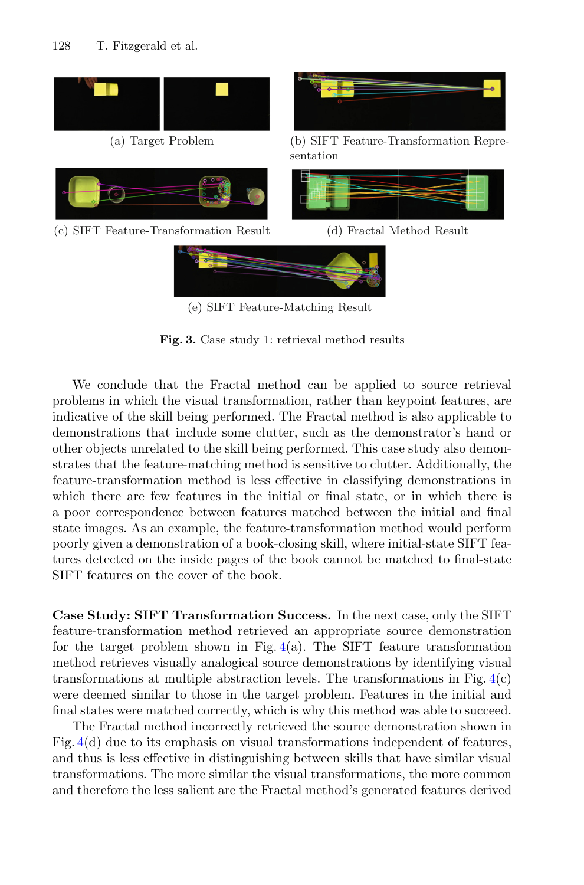(a) Target Problem

(b) SIFT Feature-Transformation Representation

(c) SIFT Feature-Transformation Result

(d) Fractal Method Result

(e) SIFT Feature-Matching Result

**Fig. 3.** Case study 1: retrieval method results

We conclude that the Fractal method can be applied to source retrieval problems in which the visual transformation, rather than keypoint features, are indicative of the skill being performed. The Fractal method is also applicable to demonstrations that include some clutter, such as the demonstrator's hand or other objects unrelated to the skill being performed. This case study also demonstrates that the feature-matching method is sensitive to clutter. Additionally, the feature-transformation method is less effective in classifying demonstrations in which there are few features in the initial or final state, or in which there is a poor correspondence between features matched between the initial and final state images. As an example, the feature-transformation method would perform poorly given a demonstration of a book-closing skill, where initial-state SIFT features detected on the inside pages of the book cannot be matched to final-state SIFT features on the cover of the book.

**Case Study: SIFT Transformation Success.** In the next case, only the SIFT feature-transformation method retrieved an appropriate source demonstration for the target problem shown in Fig. 4(a). The SIFT feature transformation method retrieves visually analogical source demonstrations by identifying visual transformations at multiple abstraction levels. The transformations in Fig. 4(c) were deemed similar to those in the target problem. Features in the initial and final states were matched correctly, which is why this method was able to succeed.

The Fractal method incorrectly retrieved the source demonstration shown in Fig. 4(d) due to its emphasis on visual transformations independent of features, and thus is less effective in distinguishing between skills that have similar visual transformations. The more similar the visual transformations, the more common and therefore the less salient are the Fractal method's generated features derived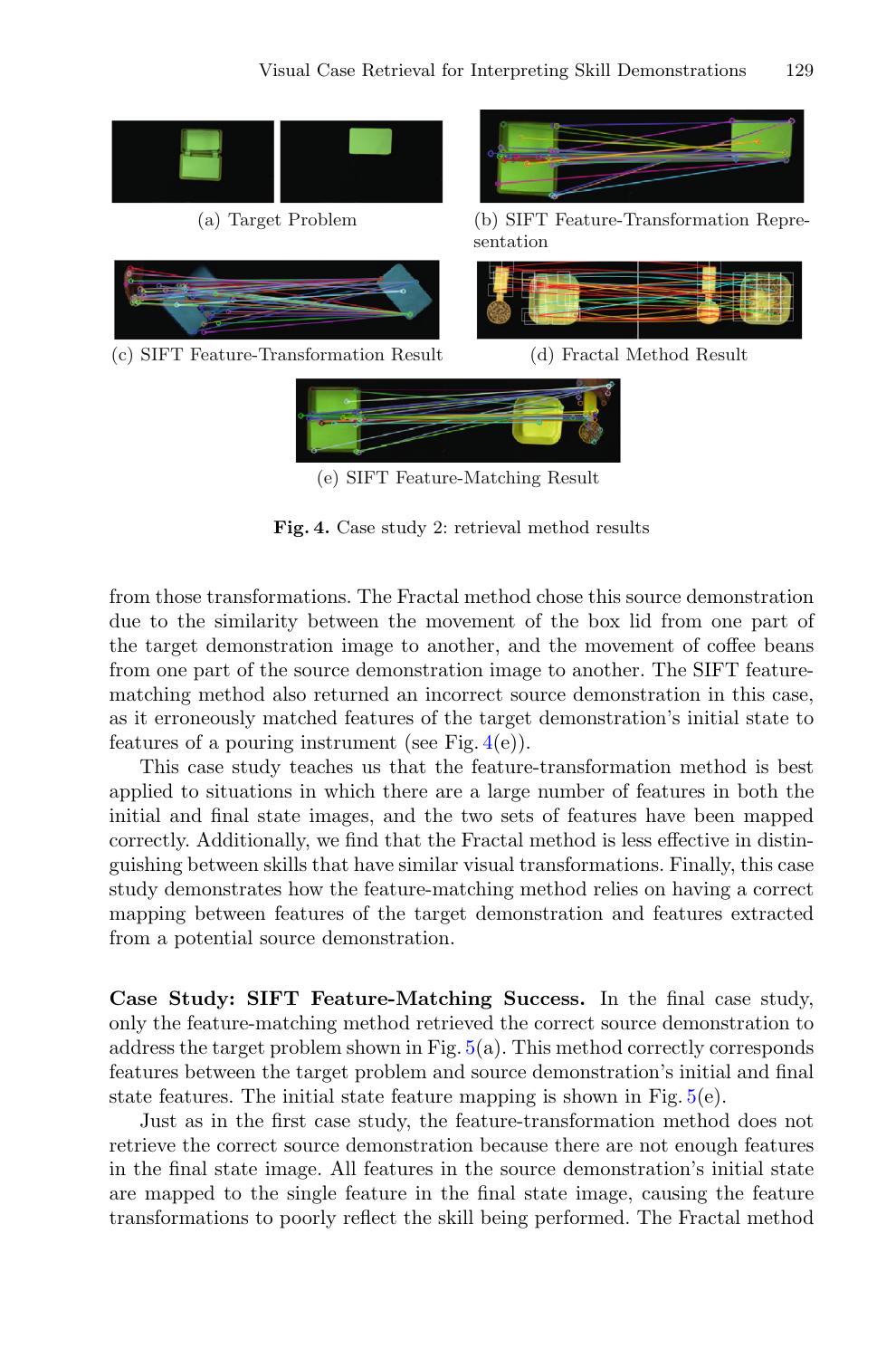(a) Target Problem

(b) SIFT Feature-Transformation Representation

(c) SIFT Feature-Transformation Result

(d) Fractal Method Result

(e) SIFT Feature-Matching Result

**Fig. 4.** Case study 2: retrieval method results

from those transformations. The Fractal method chose this source demonstration due to the similarity between the movement of the box lid from one part of the target demonstration image to another, and the movement of coffee beans from one part of the source demonstration image to another. The SIFT feature-matching method also returned an incorrect source demonstration in this case, as it erroneously matched features of the target demonstration's initial state to features of a pouring instrument (see Fig. 4(e)).

This case study teaches us that the feature-transformation method is best applied to situations in which there are a large number of features in both the initial and final state images, and the two sets of features have been mapped correctly. Additionally, we find that the Fractal method is less effective in distinguishing between skills that have similar visual transformations. Finally, this case study demonstrates how the feature-matching method relies on having a correct mapping between features of the target demonstration and features extracted from a potential source demonstration.

**Case Study: SIFT Feature-Matching Success.** In the final case study, only the feature-matching method retrieved the correct source demonstration to address the target problem shown in Fig. 5(a). This method correctly corresponds features between the target problem and source demonstration's initial and final state features. The initial state feature mapping is shown in Fig. 5(e).

Just as in the first case study, the feature-transformation method does not retrieve the correct source demonstration because there are not enough features in the final state image. All features in the source demonstration's initial state are mapped to the single feature in the final state image, causing the feature transformations to poorly reflect the skill being performed. The Fractal method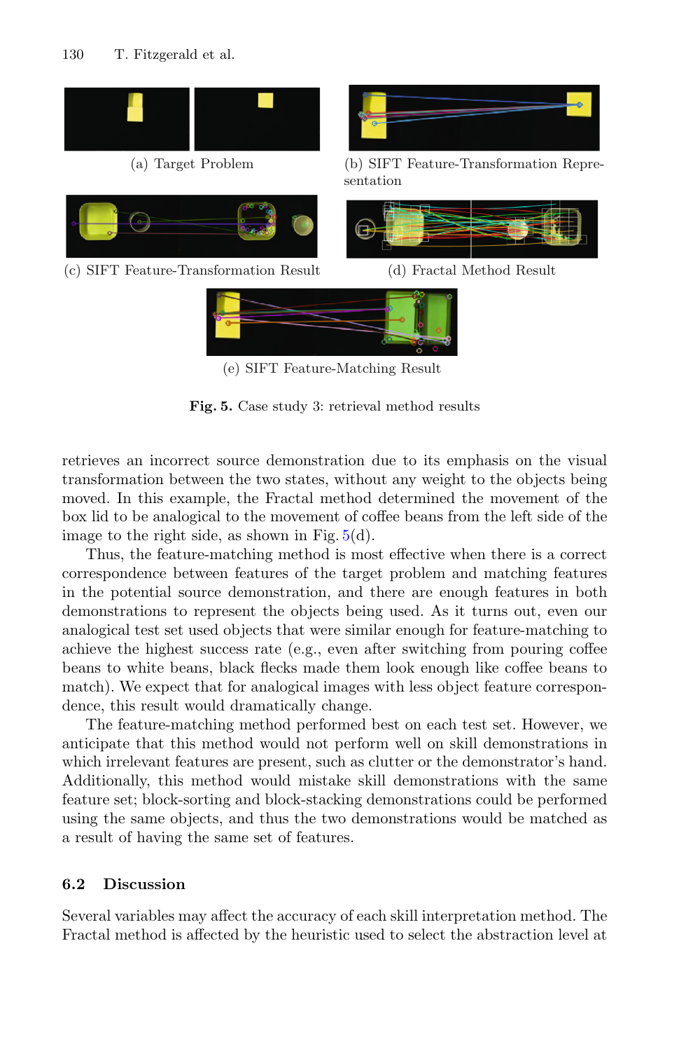(a) Target Problem

(b) SIFT Feature-Transformation Representation

(c) SIFT Feature-Transformation Result

(d) Fractal Method Result

(e) SIFT Feature-Matching Result

**Fig. 5.** Case study 3: retrieval method results

retrieves an incorrect source demonstration due to its emphasis on the visual transformation between the two states, without any weight to the objects being moved. In this example, the Fractal method determined the movement of the box lid to be analogical to the movement of coffee beans from the left side of the image to the right side, as shown in Fig. 5(d).

Thus, the feature-matching method is most effective when there is a correct correspondence between features of the target problem and matching features in the potential source demonstration, and there are enough features in both demonstrations to represent the objects being used. As it turns out, even our analogical test set used objects that were similar enough for feature-matching to achieve the highest success rate (e.g., even after switching from pouring coffee beans to white beans, black flecks made them look enough like coffee beans to match). We expect that for analogical images with less object feature correspondence, this result would dramatically change.

The feature-matching method performed best on each test set. However, we anticipate that this method would not perform well on skill demonstrations in which irrelevant features are present, such as clutter or the demonstrator's hand. Additionally, this method would mistake skill demonstrations with the same feature set; block-sorting and block-stacking demonstrations could be performed using the same objects, and thus the two demonstrations would be matched as a result of having the same set of features.

### 6.2 Discussion

Several variables may affect the accuracy of each skill interpretation method. The Fractal method is affected by the heuristic used to select the abstraction level at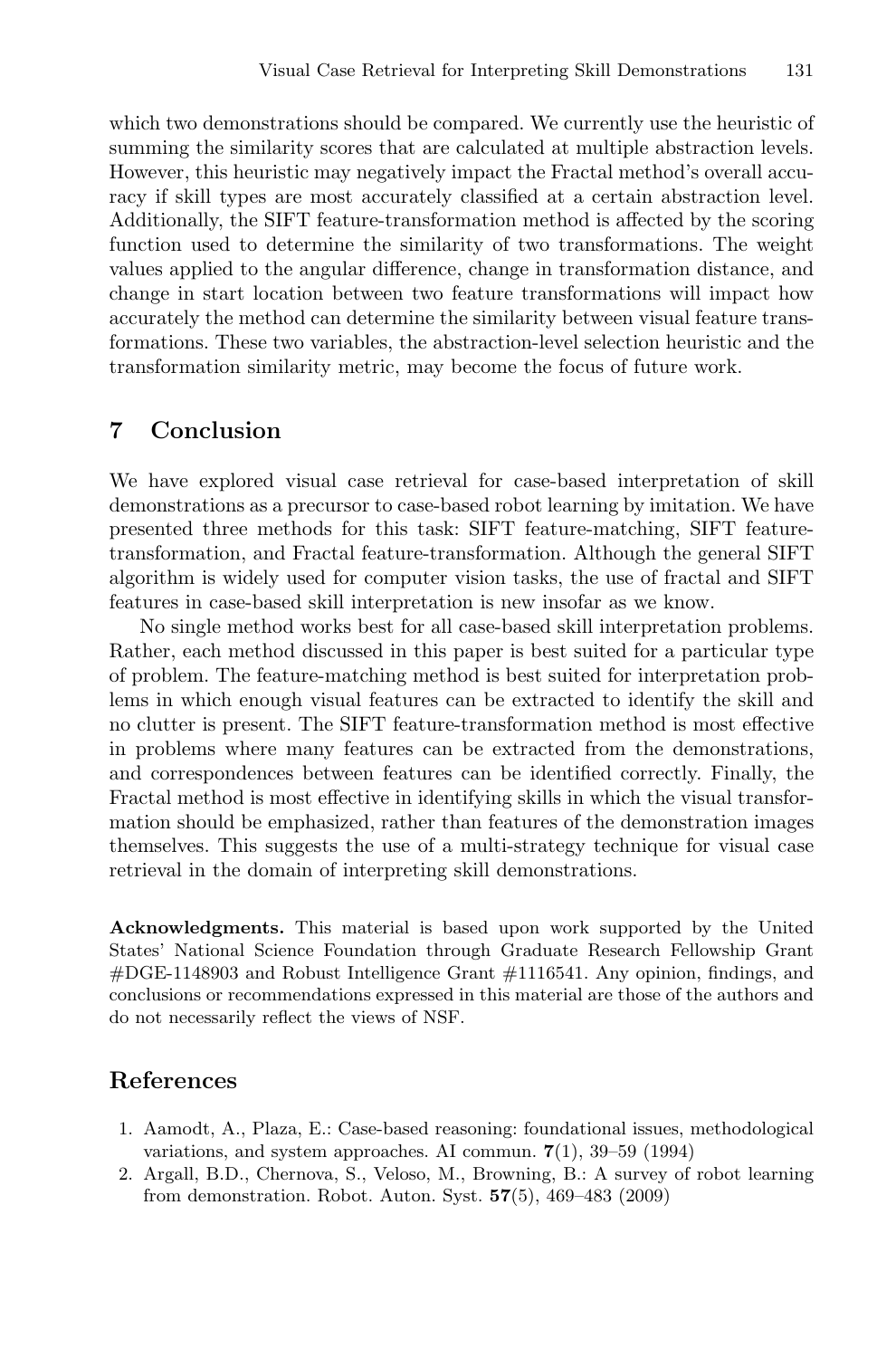which two demonstrations should be compared. We currently use the heuristic of summing the similarity scores that are calculated at multiple abstraction levels. However, this heuristic may negatively impact the Fractal method's overall accuracy if skill types are most accurately classified at a certain abstraction level. Additionally, the SIFT feature-transformation method is affected by the scoring function used to determine the similarity of two transformations. The weight values applied to the angular difference, change in transformation distance, and change in start location between two feature transformations will impact how accurately the method can determine the similarity between visual feature transformations. These two variables, the abstraction-level selection heuristic and the transformation similarity metric, may become the focus of future work.

## 7 Conclusion

We have explored visual case retrieval for case-based interpretation of skill demonstrations as a precursor to case-based robot learning by imitation. We have presented three methods for this task: SIFT feature-matching, SIFT feature-transformation, and Fractal feature-transformation. Although the general SIFT algorithm is widely used for computer vision tasks, the use of fractal and SIFT features in case-based skill interpretation is new insofar as we know.

No single method works best for all case-based skill interpretation problems. Rather, each method discussed in this paper is best suited for a particular type of problem. The feature-matching method is best suited for interpretation problems in which enough visual features can be extracted to identify the skill and no clutter is present. The SIFT feature-transformation method is most effective in problems where many features can be extracted from the demonstrations, and correspondences between features can be identified correctly. Finally, the Fractal method is most effective in identifying skills in which the visual transformation should be emphasized, rather than features of the demonstration images themselves. This suggests the use of a multi-strategy technique for visual case retrieval in the domain of interpreting skill demonstrations.

**Acknowledgments.** This material is based upon work supported by the United States' National Science Foundation through Graduate Research Fellowship Grant #DGE-1148903 and Robust Intelligence Grant #1116541. Any opinion, findings, and conclusions or recommendations expressed in this material are those of the authors and do not necessarily reflect the views of NSF.

## References

1. Aamodt, A., Plaza, E.: Case-based reasoning: foundational issues, methodological variations, and system approaches. AI commun. **7**(1), 39–59 (1994)
2. Argall, B.D., Chernova, S., Veloso, M., Browning, B.: A survey of robot learning from demonstration. Robot. Auton. Syst. **57**(5), 469–483 (2009)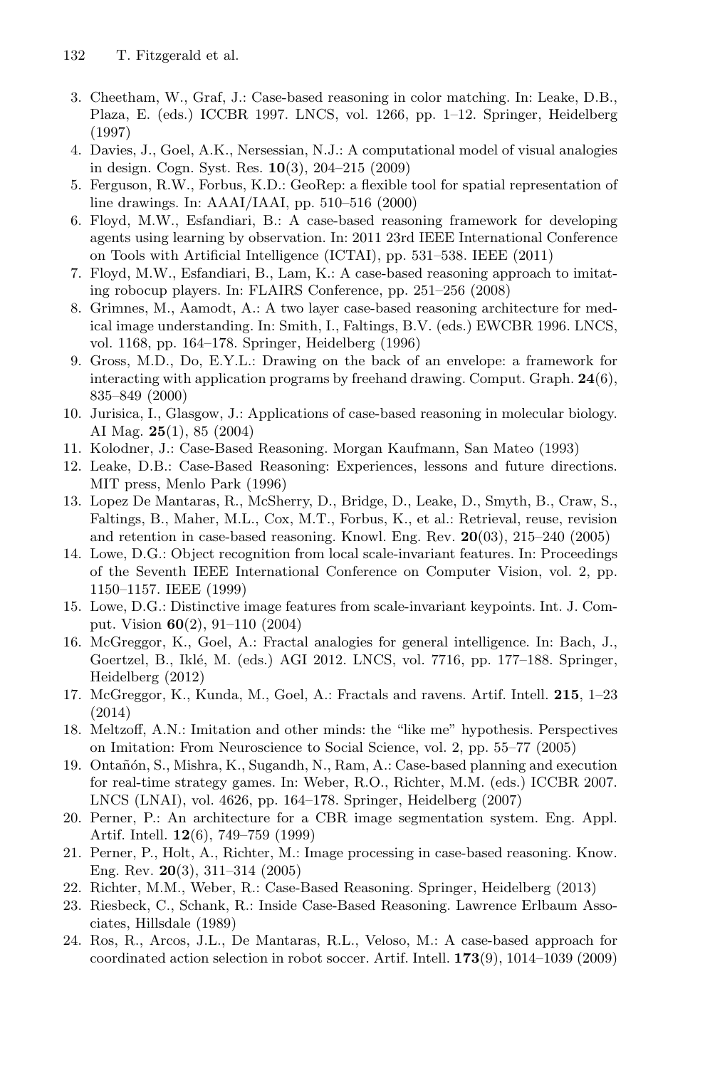3. Cheetham, W., Graf, J.: Case-based reasoning in color matching. In: Leake, D.B., Plaza, E. (eds.) ICCBR 1997. LNCS, vol. 1266, pp. 1–12. Springer, Heidelberg (1997)
4. Davies, J., Goel, A.K., Nersessian, N.J.: A computational model of visual analogies in design. Cogn. Syst. Res. **10**(3), 204–215 (2009)
5. Ferguson, R.W., Forbus, K.D.: GeoRep: a flexible tool for spatial representation of line drawings. In: AAAI/IAAI, pp. 510–516 (2000)
6. Floyd, M.W., Esfandiari, B.: A case-based reasoning framework for developing agents using learning by observation. In: 2011 23rd IEEE International Conference on Tools with Artificial Intelligence (ICTAI), pp. 531–538. IEEE (2011)
7. Floyd, M.W., Esfandiari, B., Lam, K.: A case-based reasoning approach to imitating robocup players. In: FLAIRS Conference, pp. 251–256 (2008)
8. Grimnes, M., Aamodt, A.: A two layer case-based reasoning architecture for medical image understanding. In: Smith, I., Faltings, B.V. (eds.) EWCBR 1996. LNCS, vol. 1168, pp. 164–178. Springer, Heidelberg (1996)
9. Gross, M.D., Do, E.Y.L.: Drawing on the back of an envelope: a framework for interacting with application programs by freehand drawing. Comput. Graph. **24**(6), 835–849 (2000)
10. Jurisica, I., Glasgow, J.: Applications of case-based reasoning in molecular biology. AI Mag. **25**(1), 85 (2004)
11. Kolodner, J.: Case-Based Reasoning. Morgan Kaufmann, San Mateo (1993)
12. Leake, D.B.: Case-Based Reasoning: Experiences, lessons and future directions. MIT press, Menlo Park (1996)
13. Lopez De Mantaras, R., McSherry, D., Bridge, D., Leake, D., Smyth, B., Craw, S., Faltings, B., Maher, M.L., Cox, M.T., Forbus, K., et al.: Retrieval, reuse, revision and retention in case-based reasoning. Knowl. Eng. Rev. **20**(03), 215–240 (2005)
14. Lowe, D.G.: Object recognition from local scale-invariant features. In: Proceedings of the Seventh IEEE International Conference on Computer Vision, vol. 2, pp. 1150–1157. IEEE (1999)
15. Lowe, D.G.: Distinctive image features from scale-invariant keypoints. Int. J. Comput. Vision **60**(2), 91–110 (2004)
16. McGreggor, K., Goel, A.: Fractal analogies for general intelligence. In: Bach, J., Goertzel, B., Iklé, M. (eds.) AGI 2012. LNCS, vol. 7716, pp. 177–188. Springer, Heidelberg (2012)
17. McGreggor, K., Kunda, M., Goel, A.: Fractals and ravens. Artif. Intell. **215**, 1–23 (2014)
18. Meltzoff, A.N.: Imitation and other minds: the "like me" hypothesis. Perspectives on Imitation: From Neuroscience to Social Science, vol. 2, pp. 55–77 (2005)
19. Ontañón, S., Mishra, K., Sugandh, N., Ram, A.: Case-based planning and execution for real-time strategy games. In: Weber, R.O., Richter, M.M. (eds.) ICCBR 2007. LNCS (LNAI), vol. 4626, pp. 164–178. Springer, Heidelberg (2007)
20. Perner, P.: An architecture for a CBR image segmentation system. Eng. Appl. Artif. Intell. **12**(6), 749–759 (1999)
21. Perner, P., Holt, A., Richter, M.: Image processing in case-based reasoning. Know. Eng. Rev. **20**(3), 311–314 (2005)
22. Richter, M.M., Weber, R.: Case-Based Reasoning. Springer, Heidelberg (2013)
23. Riesbeck, C., Schank, R.: Inside Case-Based Reasoning. Lawrence Erlbaum Associates, Hillsdale (1989)
24. Ros, R., Arcos, J.L., De Mantaras, R.L., Veloso, M.: A case-based approach for coordinated action selection in robot soccer. Artif. Intell. **173**(9), 1014–1039 (2009)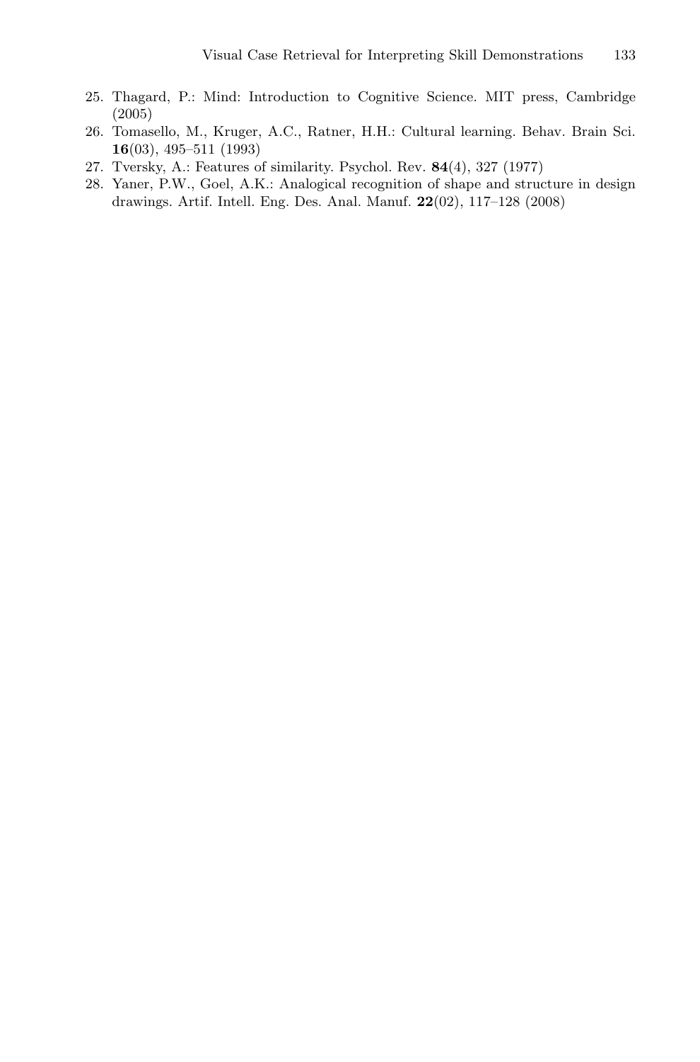25. Thagard, P.: Mind: Introduction to Cognitive Science. MIT press, Cambridge (2005)
26. Tomasello, M., Kruger, A.C., Ratner, H.H.: Cultural learning. Behav. Brain Sci. **16**(03), 495–511 (1993)
27. Tversky, A.: Features of similarity. Psychol. Rev. **84**(4), 327 (1977)
28. Yaner, P.W., Goel, A.K.: Analogical recognition of shape and structure in design drawings. Artif. Intell. Eng. Des. Anal. Manuf. **22**(02), 117–128 (2008)